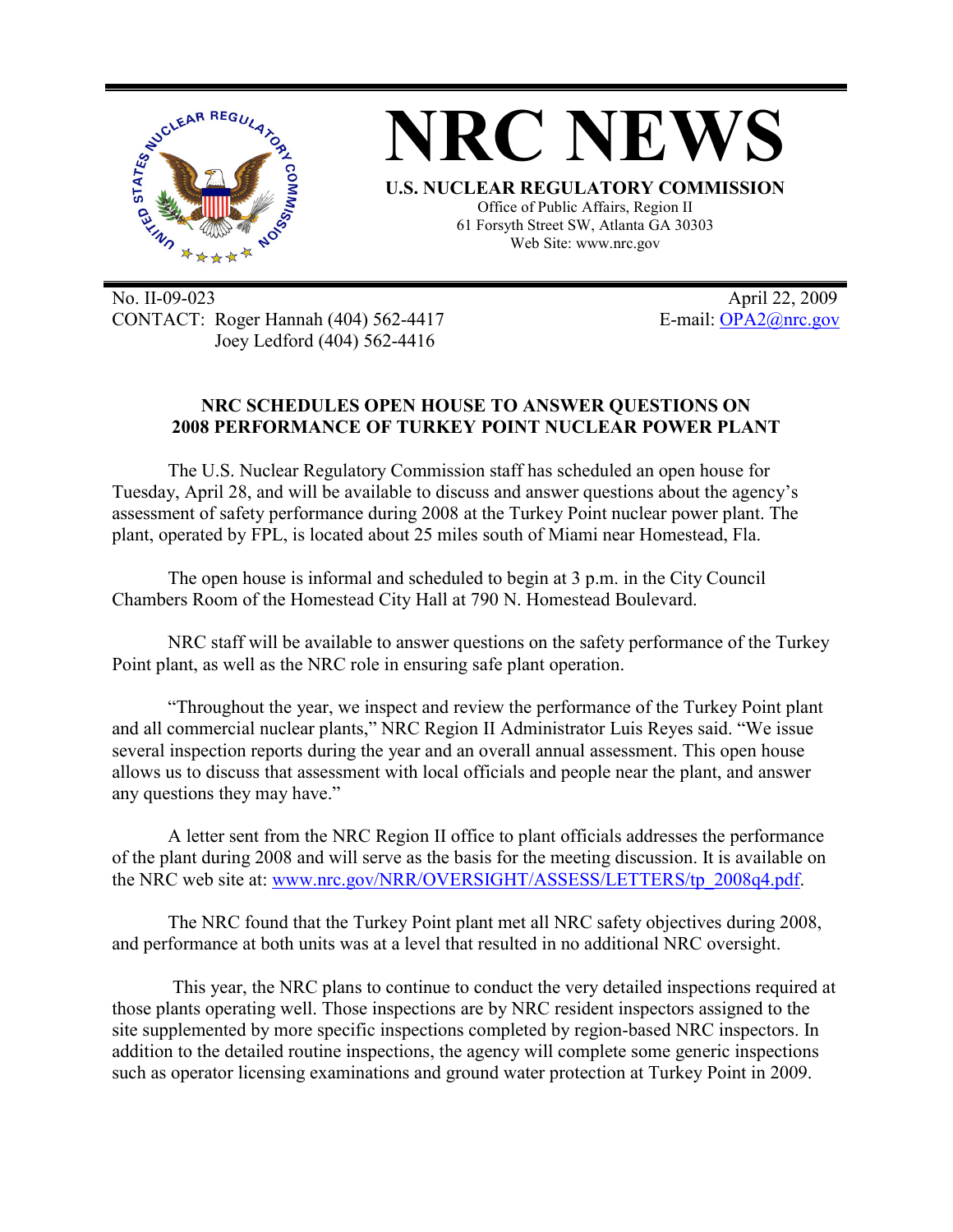# NRC NEWS

**U.S. NUCLEAR REGULATORY COMMISSION**
Office of Public Affairs, Region II
61 Forsyth Street SW, Atlanta GA 30303
Web Site: www.nrc.gov

No. II-09-023
CONTACT: Roger Hannah (404) 562-4417
Joey Ledford (404) 562-4416

April 22, 2009
E-mail: OPA2@nrc.gov

## NRC SCHEDULES OPEN HOUSE TO ANSWER QUESTIONS ON 2008 PERFORMANCE OF TURKEY POINT NUCLEAR POWER PLANT

The U.S. Nuclear Regulatory Commission staff has scheduled an open house for Tuesday, April 28, and will be available to discuss and answer questions about the agency's assessment of safety performance during 2008 at the Turkey Point nuclear power plant. The plant, operated by FPL, is located about 25 miles south of Miami near Homestead, Fla.

The open house is informal and scheduled to begin at 3 p.m. in the City Council Chambers Room of the Homestead City Hall at 790 N. Homestead Boulevard.

NRC staff will be available to answer questions on the safety performance of the Turkey Point plant, as well as the NRC role in ensuring safe plant operation.

"Throughout the year, we inspect and review the performance of the Turkey Point plant and all commercial nuclear plants," NRC Region II Administrator Luis Reyes said. "We issue several inspection reports during the year and an overall annual assessment. This open house allows us to discuss that assessment with local officials and people near the plant, and answer any questions they may have."

A letter sent from the NRC Region II office to plant officials addresses the performance of the plant during 2008 and will serve as the basis for the meeting discussion. It is available on the NRC web site at: www.nrc.gov/NRR/OVERSIGHT/ASSESS/LETTERS/tp_2008q4.pdf.

The NRC found that the Turkey Point plant met all NRC safety objectives during 2008, and performance at both units was at a level that resulted in no additional NRC oversight.

This year, the NRC plans to continue to conduct the very detailed inspections required at those plants operating well. Those inspections are by NRC resident inspectors assigned to the site supplemented by more specific inspections completed by region-based NRC inspectors. In addition to the detailed routine inspections, the agency will complete some generic inspections such as operator licensing examinations and ground water protection at Turkey Point in 2009.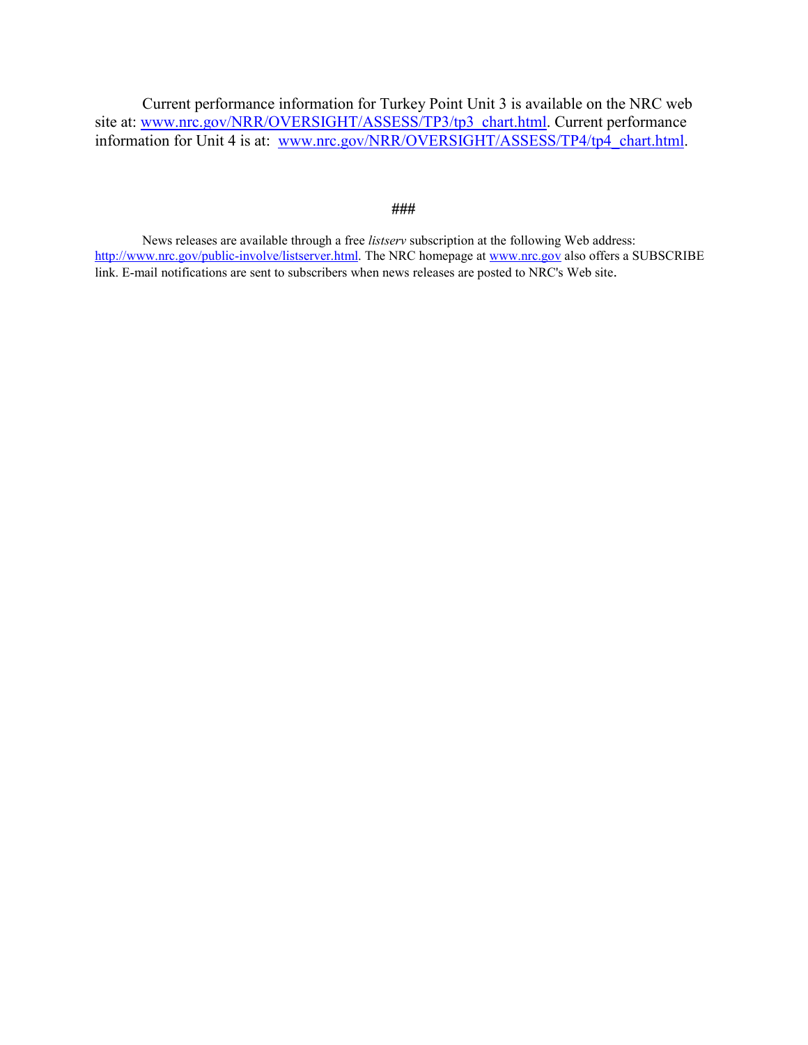Current performance information for Turkey Point Unit 3 is available on the NRC web site at: www.nrc.gov/NRR/OVERSIGHT/ASSESS/TP3/tp3_chart.html. Current performance information for Unit 4 is at: www.nrc.gov/NRR/OVERSIGHT/ASSESS/TP4/tp4_chart.html.

###

News releases are available through a free *listserv* subscription at the following Web address: http://www.nrc.gov/public-involve/listserver.html. The NRC homepage at www.nrc.gov also offers a SUBSCRIBE link. E-mail notifications are sent to subscribers when news releases are posted to NRC's Web site.